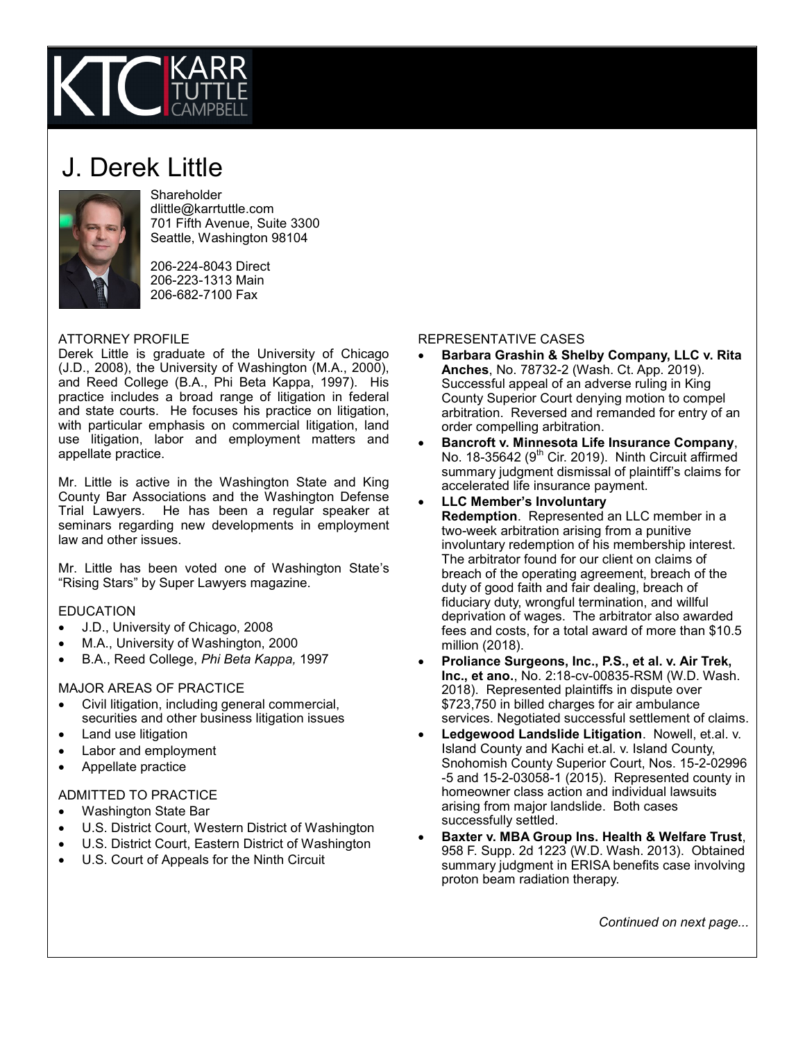# J. Derek Little

Shareholder
dlittle@karrtuttle.com
701 Fifth Avenue, Suite 3300
Seattle, Washington 98104

206-224-8043 Direct
206-223-1313 Main
206-682-7100 Fax

## ATTORNEY PROFILE

Derek Little is graduate of the University of Chicago (J.D., 2008), the University of Washington (M.A., 2000), and Reed College (B.A., Phi Beta Kappa, 1997). His practice includes a broad range of litigation in federal and state courts. He focuses his practice on litigation, with particular emphasis on commercial litigation, land use litigation, labor and employment matters and appellate practice.

Mr. Little is active in the Washington State and King County Bar Associations and the Washington Defense Trial Lawyers. He has been a regular speaker at seminars regarding new developments in employment law and other issues.

Mr. Little has been voted one of Washington State's "Rising Stars" by Super Lawyers magazine.

## EDUCATION

- J.D., University of Chicago, 2008
- M.A., University of Washington, 2000
- B.A., Reed College, *Phi Beta Kappa,* 1997

## MAJOR AREAS OF PRACTICE

- Civil litigation, including general commercial, securities and other business litigation issues
- Land use litigation
- Labor and employment
- Appellate practice

## ADMITTED TO PRACTICE

- Washington State Bar
- U.S. District Court, Western District of Washington
- U.S. District Court, Eastern District of Washington
- U.S. Court of Appeals for the Ninth Circuit

## REPRESENTATIVE CASES

- **Barbara Grashin & Shelby Company, LLC v. Rita Anches**, No. 78732-2 (Wash. Ct. App. 2019). Successful appeal of an adverse ruling in King County Superior Court denying motion to compel arbitration. Reversed and remanded for entry of an order compelling arbitration.
- **Bancroft v. Minnesota Life Insurance Company**, No. 18-35642 (9th Cir. 2019). Ninth Circuit affirmed summary judgment dismissal of plaintiff's claims for accelerated life insurance payment.
- **LLC Member's Involuntary Redemption**. Represented an LLC member in a two-week arbitration arising from a punitive involuntary redemption of his membership interest. The arbitrator found for our client on claims of breach of the operating agreement, breach of the duty of good faith and fair dealing, breach of fiduciary duty, wrongful termination, and willful deprivation of wages. The arbitrator also awarded fees and costs, for a total award of more than $10.5 million (2018).
- **Proliance Surgeons, Inc., P.S., et al. v. Air Trek, Inc., et ano.**, No. 2:18-cv-00835-RSM (W.D. Wash. 2018). Represented plaintiffs in dispute over $723,750 in billed charges for air ambulance services. Negotiated successful settlement of claims.
- **Ledgewood Landslide Litigation**. Nowell, et.al. v. Island County and Kachi et.al. v. Island County, Snohomish County Superior Court, Nos. 15-2-02996-5 and 15-2-03058-1 (2015). Represented county in homeowner class action and individual lawsuits arising from major landslide. Both cases successfully settled.
- **Baxter v. MBA Group Ins. Health & Welfare Trust**, 958 F. Supp. 2d 1223 (W.D. Wash. 2013). Obtained summary judgment in ERISA benefits case involving proton beam radiation therapy.

*Continued on next page...*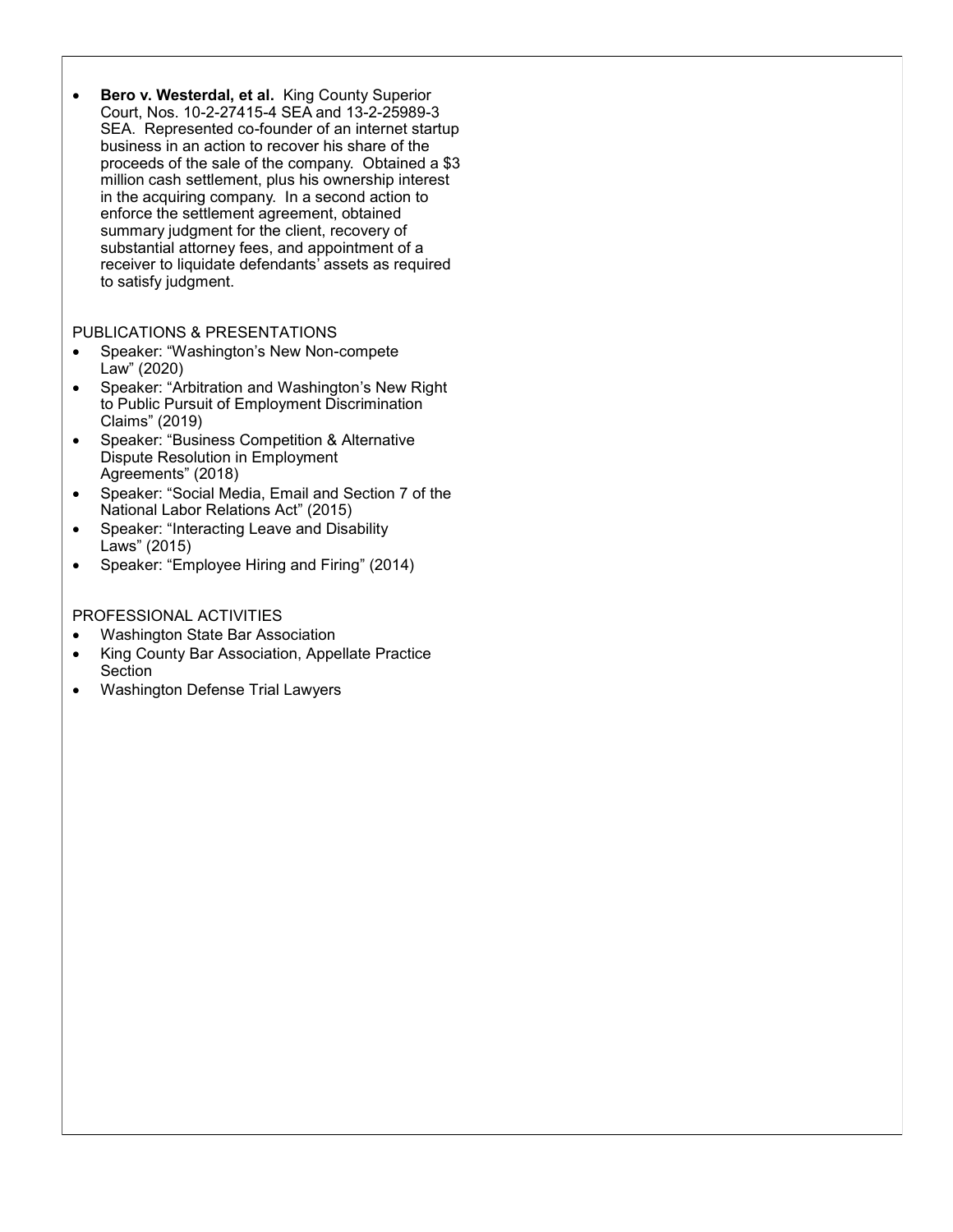- **Bero v. Westerdal, et al.** King County Superior Court, Nos. 10-2-27415-4 SEA and 13-2-25989-3 SEA. Represented co-founder of an internet startup business in an action to recover his share of the proceeds of the sale of the company. Obtained a $3 million cash settlement, plus his ownership interest in the acquiring company. In a second action to enforce the settlement agreement, obtained summary judgment for the client, recovery of substantial attorney fees, and appointment of a receiver to liquidate defendants' assets as required to satisfy judgment.

## PUBLICATIONS & PRESENTATIONS

- Speaker: "Washington's New Non-compete Law" (2020)
- Speaker: "Arbitration and Washington's New Right to Public Pursuit of Employment Discrimination Claims" (2019)
- Speaker: "Business Competition & Alternative Dispute Resolution in Employment Agreements" (2018)
- Speaker: "Social Media, Email and Section 7 of the National Labor Relations Act" (2015)
- Speaker: "Interacting Leave and Disability Laws" (2015)
- Speaker: "Employee Hiring and Firing" (2014)

## PROFESSIONAL ACTIVITIES

- Washington State Bar Association
- King County Bar Association, Appellate Practice Section
- Washington Defense Trial Lawyers